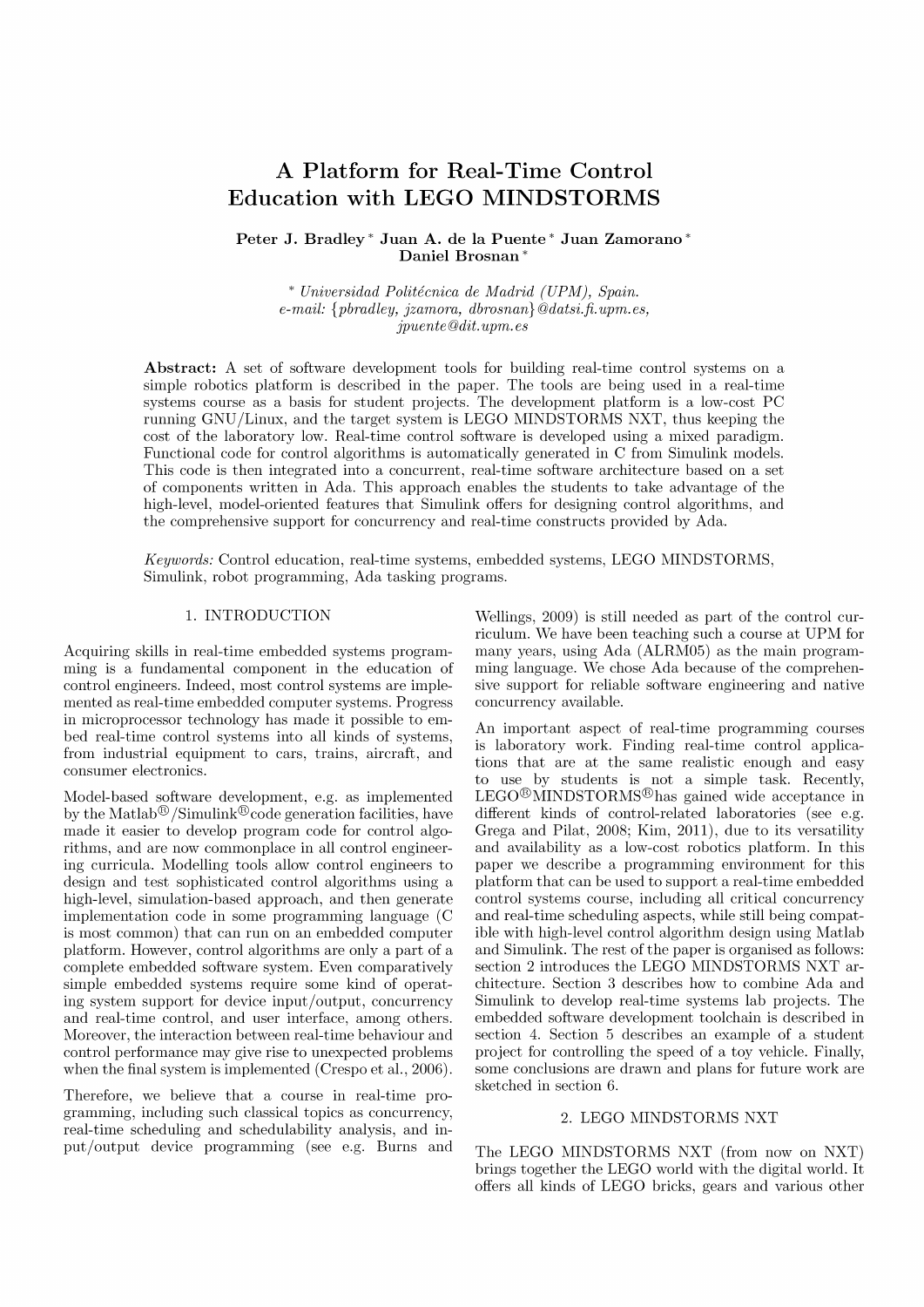# A Platform for Real-Time Control Education with LEGO MINDSTORMS

**Peter J. Bradley** * **Juan A. de la Puente** * **Juan Zamorano** * **Daniel Brosnan** *

\* *Universidad Politécnica de Madrid (UPM), Spain.*
*e-mail: {pbradley, jzamora, dbrosnan}@datsi.fi.upm.es, jpuente@dit.upm.es*

**Abstract:** A set of software development tools for building real-time control systems on a simple robotics platform is described in the paper. The tools are being used in a real-time systems course as a basis for student projects. The development platform is a low-cost PC running GNU/Linux, and the target system is LEGO MINDSTORMS NXT, thus keeping the cost of the laboratory low. Real-time control software is developed using a mixed paradigm. Functional code for control algorithms is automatically generated in C from Simulink models. This code is then integrated into a concurrent, real-time software architecture based on a set of components written in Ada. This approach enables the students to take advantage of the high-level, model-oriented features that Simulink offers for designing control algorithms, and the comprehensive support for concurrency and real-time constructs provided by Ada.

*Keywords:* Control education, real-time systems, embedded systems, LEGO MINDSTORMS, Simulink, robot programming, Ada tasking programs.

## 1. INTRODUCTION

Acquiring skills in real-time embedded systems programming is a fundamental component in the education of control engineers. Indeed, most control systems are implemented as real-time embedded computer systems. Progress in microprocessor technology has made it possible to embed real-time control systems into all kinds of systems, from industrial equipment to cars, trains, aircraft, and consumer electronics.

Model-based software development, e.g. as implemented by the Matlab®/Simulink®code generation facilities, have made it easier to develop program code for control algorithms, and are now commonplace in all control engineering curricula. Modelling tools allow control engineers to design and test sophisticated control algorithms using a high-level, simulation-based approach, and then generate implementation code in some programming language (C is most common) that can run on an embedded computer platform. However, control algorithms are only a part of a complete embedded software system. Even comparatively simple embedded systems require some kind of operating system support for device input/output, concurrency and real-time control, and user interface, among others. Moreover, the interaction between real-time behaviour and control performance may give rise to unexpected problems when the final system is implemented (Crespo et al., 2006).

Therefore, we believe that a course in real-time programming, including such classical topics as concurrency, real-time scheduling and schedulability analysis, and input/output device programming (see e.g. Burns and Wellings, 2009) is still needed as part of the control curriculum. We have been teaching such a course at UPM for many years, using Ada (ALRM05) as the main programming language. We chose Ada because of the comprehensive support for reliable software engineering and native concurrency available.

An important aspect of real-time programming courses is laboratory work. Finding real-time control applications that are at the same realistic enough and easy to use by students is not a simple task. Recently, LEGO®MINDSTORMS®has gained wide acceptance in different kinds of control-related laboratories (see e.g. Grega and Pilat, 2008; Kim, 2011), due to its versatility and availability as a low-cost robotics platform. In this paper we describe a programming environment for this platform that can be used to support a real-time embedded control systems course, including all critical concurrency and real-time scheduling aspects, while still being compatible with high-level control algorithm design using Matlab and Simulink. The rest of the paper is organised as follows: section 2 introduces the LEGO MINDSTORMS NXT architecture. Section 3 describes how to combine Ada and Simulink to develop real-time systems lab projects. The embedded software development toolchain is described in section 4. Section 5 describes an example of a student project for controlling the speed of a toy vehicle. Finally, some conclusions are drawn and plans for future work are sketched in section 6.

## 2. LEGO MINDSTORMS NXT

The LEGO MINDSTORMS NXT (from now on NXT) brings together the LEGO world with the digital world. It offers all kinds of LEGO bricks, gears and various other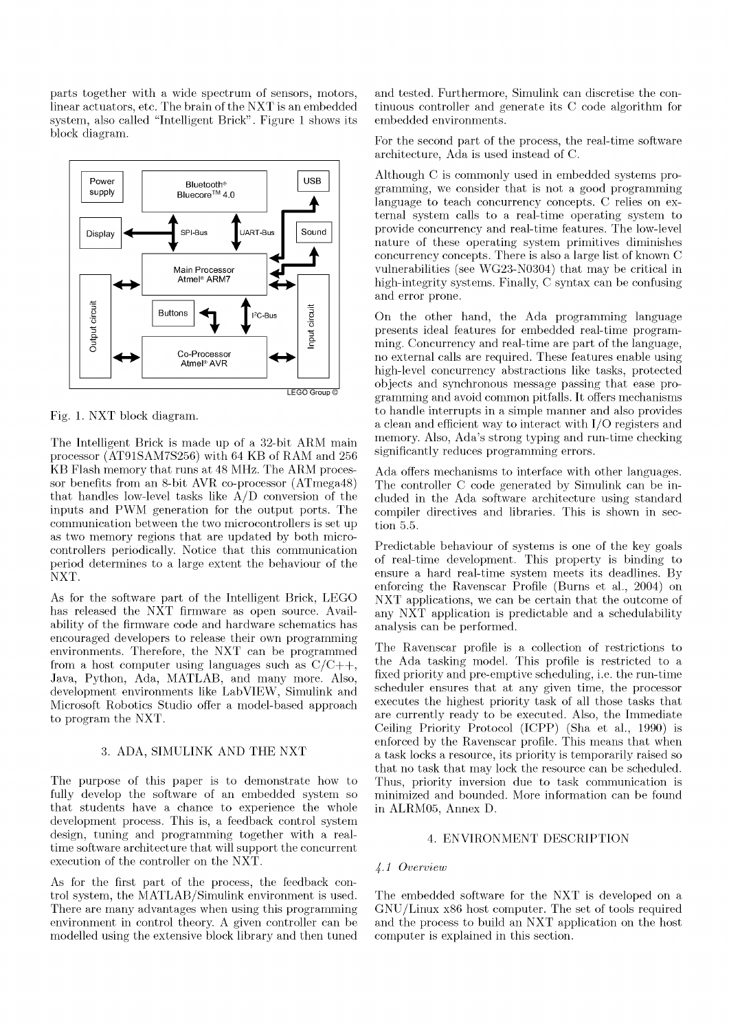parts together with a wide spectrum of sensors, motors, linear actuators, etc. The brain of the NXT is an embedded system, also called "Intelligent Brick". Figure 1 shows its block diagram.

Fig. 1. NXT block diagram.

The Intelligent Brick is made up of a 32-bit ARM main processor (AT91SAM7S256) with 64 KB of RAM and 256 KB Flash memory that runs at 48 MHz. The ARM processor benefits from an 8-bit AVR co-processor (ATmega48) that handles low-level tasks like A/D conversion of the inputs and PWM generation for the output ports. The communication between the two microcontrollers is set up as two memory regions that are updated by both microcontrollers periodically. Notice that this communication period determines to a large extent the behaviour of the NXT.

As for the software part of the Intelligent Brick, LEGO has released the NXT firmware as open source. Availability of the firmware code and hardware schematics has encouraged developers to release their own programming environments. Therefore, the NXT can be programmed from a host computer using languages such as C/C++, Java, Python, Ada, MATLAB, and many more. Also, development environments like LabVIEW, Simulink and Microsoft Robotics Studio offer a model-based approach to program the NXT.

## 3. ADA, SIMULINK AND THE NXT

The purpose of this paper is to demonstrate how to fully develop the software of an embedded system so that students have a chance to experience the whole development process. This is, a feedback control system design, tuning and programming together with a real-time software architecture that will support the concurrent execution of the controller on the NXT.

As for the first part of the process, the feedback control system, the MATLAB/Simulink environment is used. There are many advantages when using this programming environment in control theory. A given controller can be modelled using the extensive block library and then tuned and tested. Furthermore, Simulink can discretise the continuous controller and generate its C code algorithm for embedded environments.

For the second part of the process, the real-time software architecture, Ada is used instead of C.

Although C is commonly used in embedded systems programming, we consider that is not a good programming language to teach concurrency concepts. C relies on external system calls to a real-time operating system to provide concurrency and real-time features. The low-level nature of these operating system primitives diminishes concurrency concepts. There is also a large list of known C vulnerabilities (see WG23-N0304) that may be critical in high-integrity systems. Finally, C syntax can be confusing and error prone.

On the other hand, the Ada programming language presents ideal features for embedded real-time programming. Concurrency and real-time are part of the language, no external calls are required. These features enable using high-level concurrency abstractions like tasks, protected objects and synchronous message passing that ease programming and avoid common pitfalls. It offers mechanisms to handle interrupts in a simple manner and also provides a clean and efficient way to interact with I/O registers and memory. Also, Ada's strong typing and run-time checking significantly reduces programming errors.

Ada offers mechanisms to interface with other languages. The controller C code generated by Simulink can be included in the Ada software architecture using standard compiler directives and libraries. This is shown in section 5.5.

Predictable behaviour of systems is one of the key goals of real-time development. This property is binding to ensure a hard real-time system meets its deadlines. By enforcing the Ravenscar Profile (Burns et al., 2004) on NXT applications, we can be certain that the outcome of any NXT application is predictable and a schedulability analysis can be performed.

The Ravenscar profile is a collection of restrictions to the Ada tasking model. This profile is restricted to a fixed priority and pre-emptive scheduling, i.e. the run-time scheduler ensures that at any given time, the processor executes the highest priority task of all those tasks that are currently ready to be executed. Also, the Immediate Ceiling Priority Protocol (ICPP) (Sha et al., 1990) is enforced by the Ravenscar profile. This means that when a task locks a resource, its priority is temporarily raised so that no task that may lock the resource can be scheduled. Thus, priority inversion due to task communication is minimized and bounded. More information can be found in ALRM05, Annex D.

## 4. ENVIRONMENT DESCRIPTION

### *4.1 Overview*

The embedded software for the NXT is developed on a GNU/Linux x86 host computer. The set of tools required and the process to build an NXT application on the host computer is explained in this section.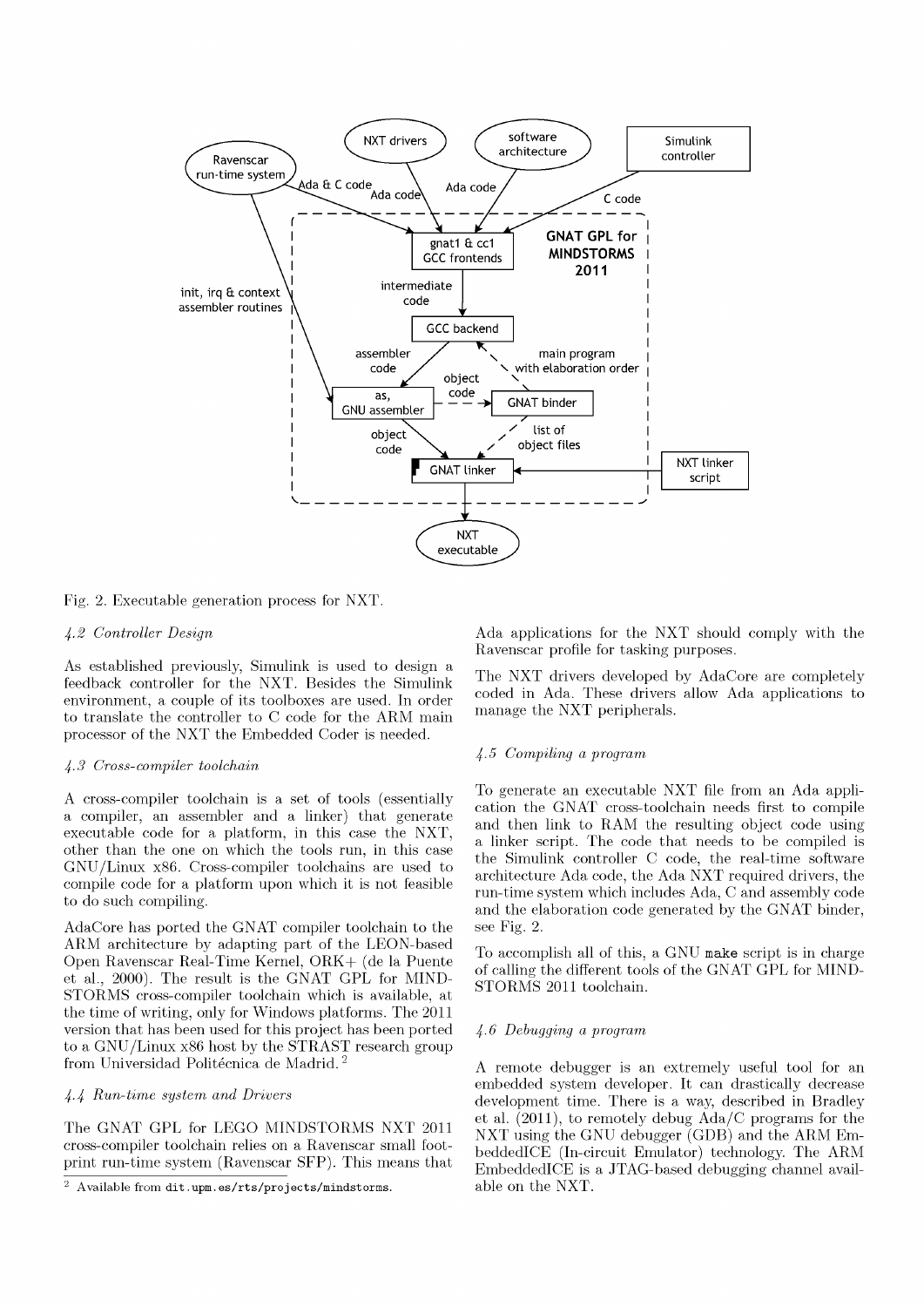Fig. 2. Executable generation process for NXT.

### 4.2 Controller Design

As established previously, Simulink is used to design a feedback controller for the NXT. Besides the Simulink environment, a couple of its toolboxes are used. In order to translate the controller to C code for the ARM main processor of the NXT the Embedded Coder is needed.

### 4.3 Cross-compiler toolchain

A cross-compiler toolchain is a set of tools (essentially a compiler, an assembler and a linker) that generate executable code for a platform, in this case the NXT, other than the one on which the tools run, in this case GNU/Linux x86. Cross-compiler toolchains are used to compile code for a platform upon which it is not feasible to do such compiling.

AdaCore has ported the GNAT compiler toolchain to the ARM architecture by adapting part of the LEON-based Open Ravenscar Real-Time Kernel, ORK+ (de la Puente et al., 2000). The result is the GNAT GPL for MINDSTORMS cross-compiler toolchain which is available, at the time of writing, only for Windows platforms. The 2011 version that has been used for this project has been ported to a GNU/Linux x86 host by the STRAST research group from Universidad Politécnica de Madrid. [2]

### 4.4 Run-time system and Drivers

The GNAT GPL for LEGO MINDSTORMS NXT 2011 cross-compiler toolchain relies on a Ravenscar small footprint run-time system (Ravenscar SFP). This means that Ada applications for the NXT should comply with the Ravenscar profile for tasking purposes.

The NXT drivers developed by AdaCore are completely coded in Ada. These drivers allow Ada applications to manage the NXT peripherals.

### 4.5 Compiling a program

To generate an executable NXT file from an Ada application the GNAT cross-toolchain needs first to compile and then link to RAM the resulting object code using a linker script. The code that needs to be compiled is the Simulink controller C code, the real-time software architecture Ada code, the Ada NXT required drivers, the run-time system which includes Ada, C and assembly code and the elaboration code generated by the GNAT binder, see Fig. 2.

To accomplish all of this, a GNU `make` script is in charge of calling the different tools of the GNAT GPL for MINDSTORMS 2011 toolchain.

### 4.6 Debugging a program

A remote debugger is an extremely useful tool for an embedded system developer. It can drastically decrease development time. There is a way, described in Bradley et al. (2011), to remotely debug Ada/C programs for the NXT using the GNU debugger (GDB) and the ARM EmbeddedICE (In-circuit Emulator) technology. The ARM EmbeddedICE is a JTAG-based debugging channel available on the NXT.

[2] Available from dit.upm.es/rts/projects/mindstorms.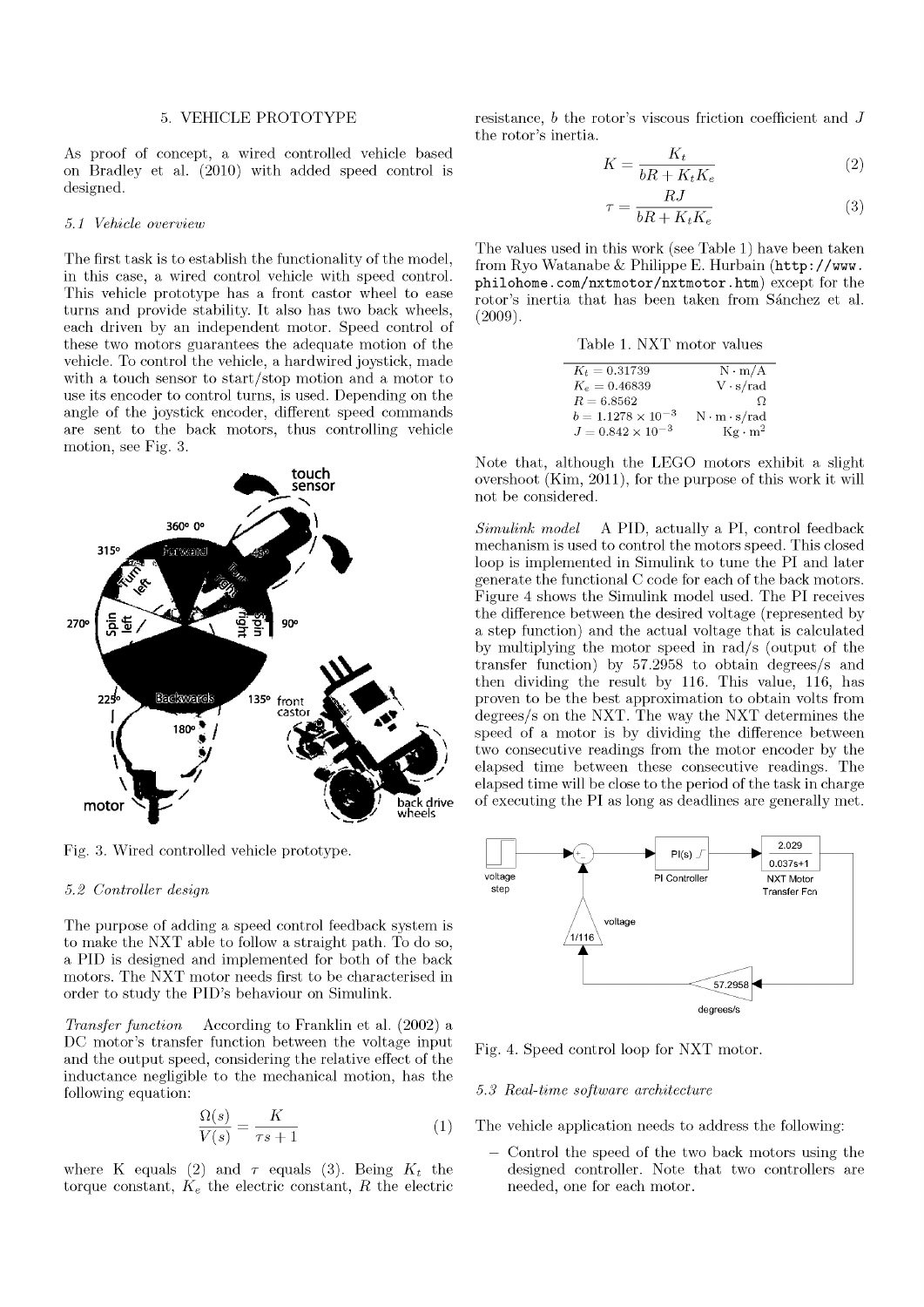## 5. VEHICLE PROTOTYPE

As proof of concept, a wired controlled vehicle based on Bradley et al. (2010) with added speed control is designed.

### 5.1 Vehicle overview

The first task is to establish the functionality of the model, in this case, a wired control vehicle with speed control. This vehicle prototype has a front castor wheel to ease turns and provide stability. It also has two back wheels, each driven by an independent motor. Speed control of these two motors guarantees the adequate motion of the vehicle. To control the vehicle, a hardwired joystick, made with a touch sensor to start/stop motion and a motor to use its encoder to control turns, is used. Depending on the angle of the joystick encoder, different speed commands are sent to the back motors, thus controlling vehicle motion, see Fig. 3.

Fig. 3. Wired controlled vehicle prototype.

### 5.2 Controller design

The purpose of adding a speed control feedback system is to make the NXT able to follow a straight path. To do so, a PID is designed and implemented for both of the back motors. The NXT motor needs first to be characterised in order to study the PID's behaviour on Simulink.

*Transfer function* According to Franklin et al. (2002) a DC motor's transfer function between the voltage input and the output speed, considering the relative effect of the inductance negligible to the mechanical motion, has the following equation:

$$\frac{\Omega(s)}{V(s)} = \frac{K}{\tau s + 1} \tag{1}$$

where K equals (2) and $\tau$ equals (3). Being $K_t$ the torque constant, $K_e$ the electric constant, $R$ the electric resistance, $b$ the rotor's viscous friction coefficient and $J$ the rotor's inertia.

$$K = \frac{K_t}{bR + K_t K_e} \tag{2}$$

$$\tau = \frac{RJ}{bR + K_t K_e} \tag{3}$$

The values used in this work (see Table 1) have been taken from Ryo Watanabe & Philippe E. Hurbain (`http://www.philohome.com/nxtmotor/nxtmotor.htm`) except for the rotor's inertia that has been taken from Sánchez et al. (2009).

Table 1. NXT motor values

| | |
|---|---|
| $K_t = 0.31739$ | $\mathrm{N \cdot m/A}$ |
| $K_e = 0.46839$ | $\mathrm{V \cdot s/rad}$ |
| $R = 6.8562$ | $\Omega$ |
| $b = 1.1278 \times 10^{-3}$ | $\mathrm{N \cdot m \cdot s/rad}$ |
| $J = 0.842 \times 10^{-3}$ | $\mathrm{Kg \cdot m^2}$ |

Note that, although the LEGO motors exhibit a slight overshoot (Kim, 2011), for the purpose of this work it will not be considered.

*Simulink model* A PID, actually a PI, control feedback mechanism is used to control the motors speed. This closed loop is implemented in Simulink to tune the PI and later generate the functional C code for each of the back motors. Figure 4 shows the Simulink model used. The PI receives the difference between the desired voltage (represented by a step function) and the actual voltage that is calculated by multiplying the motor speed in rad/s (output of the transfer function) by 57.2958 to obtain degrees/s and then dividing the result by 116. This value, 116, has proven to be the best approximation to obtain volts from degrees/s on the NXT. The way the NXT determines the speed of a motor is by dividing the difference between two consecutive readings from the motor encoder by the elapsed time between these consecutive readings. The elapsed time will be close to the period of the task in charge of executing the PI as long as deadlines are generally met.

Fig. 4. Speed control loop for NXT motor.

### 5.3 Real-time software architecture

The vehicle application needs to address the following:

- Control the speed of the two back motors using the designed controller. Note that two controllers are needed, one for each motor.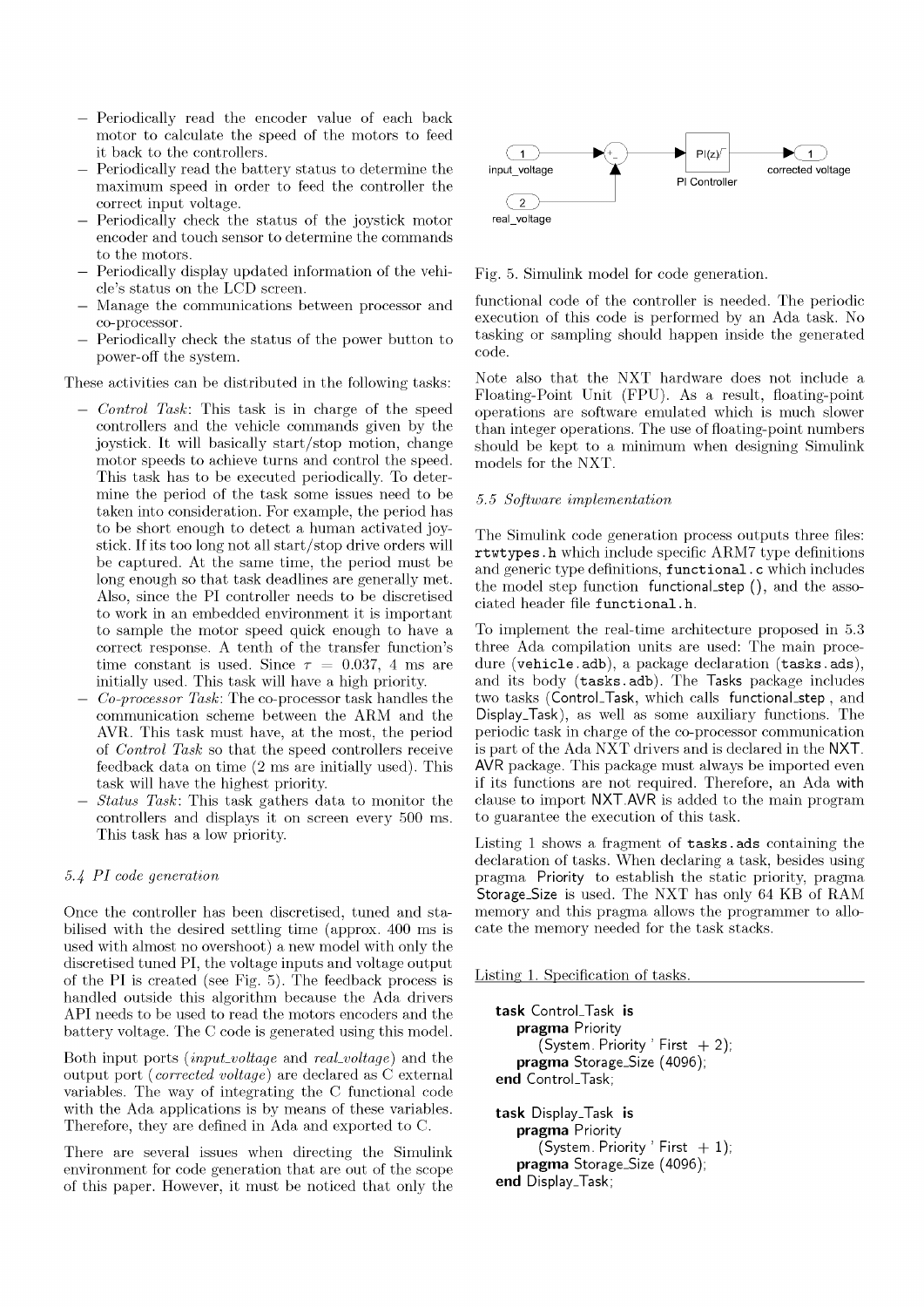- Periodically read the encoder value of each back motor to calculate the speed of the motors to feed it back to the controllers.
- Periodically read the battery status to determine the maximum speed in order to feed the controller the correct input voltage.
- Periodically check the status of the joystick motor encoder and touch sensor to determine the commands to the motors.
- Periodically display updated information of the vehicle's status on the LCD screen.
- Manage the communications between processor and co-processor.
- Periodically check the status of the power button to power-off the system.

These activities can be distributed in the following tasks:

- *Control Task*: This task is in charge of the speed controllers and the vehicle commands given by the joystick. It will basically start/stop motion, change motor speeds to achieve turns and control the speed. This task has to be executed periodically. To determine the period of the task some issues need to be taken into consideration. For example, the period has to be short enough to detect a human activated joystick. If its too long not all start/stop drive orders will be captured. At the same time, the period must be long enough so that task deadlines are generally met. Also, since the PI controller needs to be discretised to work in an embedded environment it is important to sample the motor speed quick enough to have a correct response. A tenth of the transfer function's time constant is used. Since $\tau = 0.037$, 4 ms are initially used. This task will have a high priority.
- *Co-processor Task*: The co-processor task handles the communication scheme between the ARM and the AVR. This task must have, at the most, the period of *Control Task* so that the speed controllers receive feedback data on time (2 ms are initially used). This task will have the highest priority.
- *Status Task*: This task gathers data to monitor the controllers and displays it on screen every 500 ms. This task has a low priority.

### 5.4 PI code generation

Once the controller has been discretised, tuned and stabilised with the desired settling time (approx. 400 ms is used with almost no overshoot) a new model with only the discretised tuned PI, the voltage inputs and voltage output of the PI is created (see Fig. 5). The feedback process is handled outside this algorithm because the Ada drivers API needs to be used to read the motors encoders and the battery voltage. The C code is generated using this model.

Both input ports (*input_voltage* and *real_voltage*) and the output port (*corrected voltage*) are declared as C external variables. The way of integrating the C functional code with the Ada applications is by means of these variables. Therefore, they are defined in Ada and exported to C.

There are several issues when directing the Simulink environment for code generation that are out of the scope of this paper. However, it must be noticed that only the functional code of the controller is needed. The periodic execution of this code is performed by an Ada task. No tasking or sampling should happen inside the generated code.

Fig. 5. Simulink model for code generation.

Note also that the NXT hardware does not include a Floating-Point Unit (FPU). As a result, floating-point operations are software emulated which is much slower than integer operations. The use of floating-point numbers should be kept to a minimum when designing Simulink models for the NXT.

### 5.5 Software implementation

The Simulink code generation process outputs three files: `rtwtypes.h` which include specific ARM7 type definitions and generic type definitions, `functional.c` which includes the model step function `functional_step ()`, and the associated header file `functional.h`.

To implement the real-time architecture proposed in 5.3 three Ada compilation units are used: The main procedure (`vehicle.adb`), a package declaration (`tasks.ads`), and its body (`tasks.adb`). The Tasks package includes two tasks (Control_Task, which calls functional_step , and Display_Task), as well as some auxiliary functions. The periodic task in charge of the co-processor communication is part of the Ada NXT drivers and is declared in the NXT.AVR package. This package must always be imported even if its functions are not required. Therefore, an Ada with clause to import NXT.AVR is added to the main program to guarantee the execution of this task.

Listing 1 shows a fragment of `tasks.ads` containing the declaration of tasks. When declaring a task, besides using pragma Priority to establish the static priority, pragma Storage_Size is used. The NXT has only 64 KB of RAM memory and this pragma allows the programmer to allocate the memory needed for the task stacks.

Listing 1. Specification of tasks.

```
task Control_Task is
   pragma Priority
      (System.Priority'First + 2);
   pragma Storage_Size (4096);
end Control_Task;

task Display_Task is
   pragma Priority
      (System.Priority'First + 1);
   pragma Storage_Size (4096);
end Display_Task;
```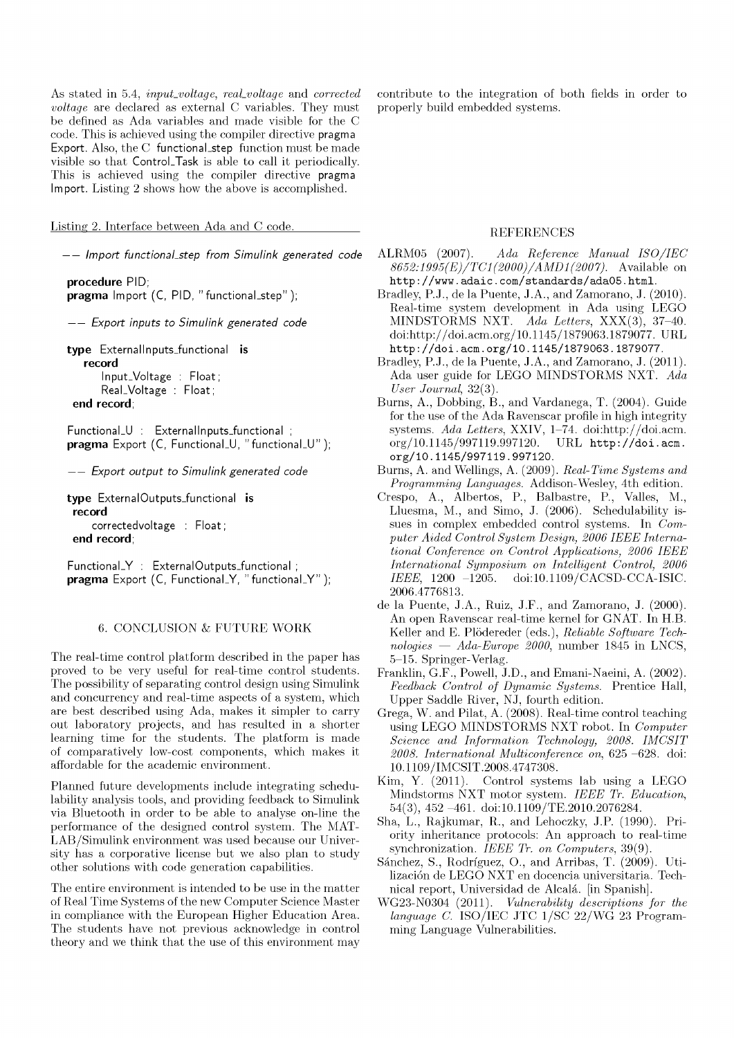As stated in 5.4, *input_voltage*, *real_voltage* and *corrected voltage* are declared as external C variables. They must be defined as Ada variables and made visible for the C code. This is achieved using the compiler directive pragma Export. Also, the C functional_step function must be made visible so that Control_Task is able to call it periodically. This is achieved using the compiler directive pragma Import. Listing 2 shows how the above is accomplished.

Listing 2. Interface between Ada and C code.

```
-- Import functional_step from Simulink generated code

procedure PID;
pragma Import (C, PID, "functional_step");

-- Export inputs to Simulink generated code

type ExternalInputs_functional is
   record
      Input_Voltage : Float;
      Real_Voltage : Float;
 end record;

Functional_U : ExternalInputs_functional ;
pragma Export (C, Functional_U, "functional_U");

-- Export output to Simulink generated code

type ExternalOutputs_functional is
 record
    correctedvoltage : Float;
 end record;

Functional_Y : ExternalOutputs_functional ;
pragma Export (C, Functional_Y, "functional_Y");
```

## 6. CONCLUSION & FUTURE WORK

The real-time control platform described in the paper has proved to be very useful for real-time control students. The possibility of separating control design using Simulink and concurrency and real-time aspects of a system, which are best described using Ada, makes it simpler to carry out laboratory projects, and has resulted in a shorter learning time for the students. The platform is made of comparatively low-cost components, which makes it affordable for the academic environment.

Planned future developments include integrating schedulability analysis tools, and providing feedback to Simulink via Bluetooth in order to be able to analyse on-line the performance of the designed control system. The MATLAB/Simulink environment was used because our University has a corporative license but we also plan to study other solutions with code generation capabilities.

The entire environment is intended to be use in the matter of Real Time Systems of the new Computer Science Master in compliance with the European Higher Education Area. The students have not previous acknowledge in control theory and we think that the use of this environment may contribute to the integration of both fields in order to properly build embedded systems.

## REFERENCES

ALRM05 (2007). *Ada Reference Manual ISO/IEC 8652:1995(E)/TC1(2000)/AMD1(2007)*. Available on `http://www.adaic.com/standards/ada05.html`.

Bradley, P.J., de la Puente, J.A., and Zamorano, J. (2010). Real-time system development in Ada using LEGO MINDSTORMS NXT. *Ada Letters*, XXX(3), 37–40. doi:http://doi.acm.org/10.1145/1879063.1879077. URL `http://doi.acm.org/10.1145/1879063.1879077`.

Bradley, P.J., de la Puente, J.A., and Zamorano, J. (2011). Ada user guide for LEGO MINDSTORMS NXT. *Ada User Journal*, 32(3).

Burns, A., Dobbing, B., and Vardanega, T. (2004). Guide for the use of the Ada Ravenscar profile in high integrity systems. *Ada Letters*, XXIV, 1–74. doi:http://doi.acm.org/10.1145/997119.997120. URL `http://doi.acm.org/10.1145/997119.997120`.

Burns, A. and Wellings, A. (2009). *Real-Time Systems and Programming Languages*. Addison-Wesley, 4th edition.

Crespo, A., Albertos, P., Balbastre, P., Valles, M., Lluesma, M., and Simo, J. (2006). Schedulability issues in complex embedded control systems. In *Computer Aided Control System Design, 2006 IEEE International Conference on Control Applications, 2006 IEEE International Symposium on Intelligent Control, 2006 IEEE*, 1200 –1205. doi:10.1109/CACSD-CCA-ISIC.2006.4776813.

de la Puente, J.A., Ruiz, J.F., and Zamorano, J. (2000). An open Ravenscar real-time kernel for GNAT. In H.B. Keller and E. Plödereder (eds.), *Reliable Software Technologies — Ada-Europe 2000*, number 1845 in LNCS, 5–15. Springer-Verlag.

Franklin, G.F., Powell, J.D., and Emani-Naeini, A. (2002). *Feedback Control of Dynamic Systems*. Prentice Hall, Upper Saddle River, NJ, fourth edition.

Grega, W. and Pilat, A. (2008). Real-time control teaching using LEGO MINDSTORMS NXT robot. In *Computer Science and Information Technology, 2008. IMCSIT 2008. International Multiconference on*, 625 –628. doi:10.1109/IMCSIT.2008.4747308.

Kim, Y. (2011). Control systems lab using a LEGO Mindstorms NXT motor system. *IEEE Tr. Education*, 54(3), 452 –461. doi:10.1109/TE.2010.2076284.

Sha, L., Rajkumar, R., and Lehoczky, J.P. (1990). Priority inheritance protocols: An approach to real-time synchronization. *IEEE Tr. on Computers*, 39(9).

Sánchez, S., Rodríguez, O., and Arribas, T. (2009). Utilización de LEGO NXT en docencia universitaria. Technical report, Universidad de Alcalá. [in Spanish].

WG23-N0304 (2011). *Vulnerability descriptions for the language C*. ISO/IEC JTC 1/SC 22/WG 23 Programming Language Vulnerabilities.